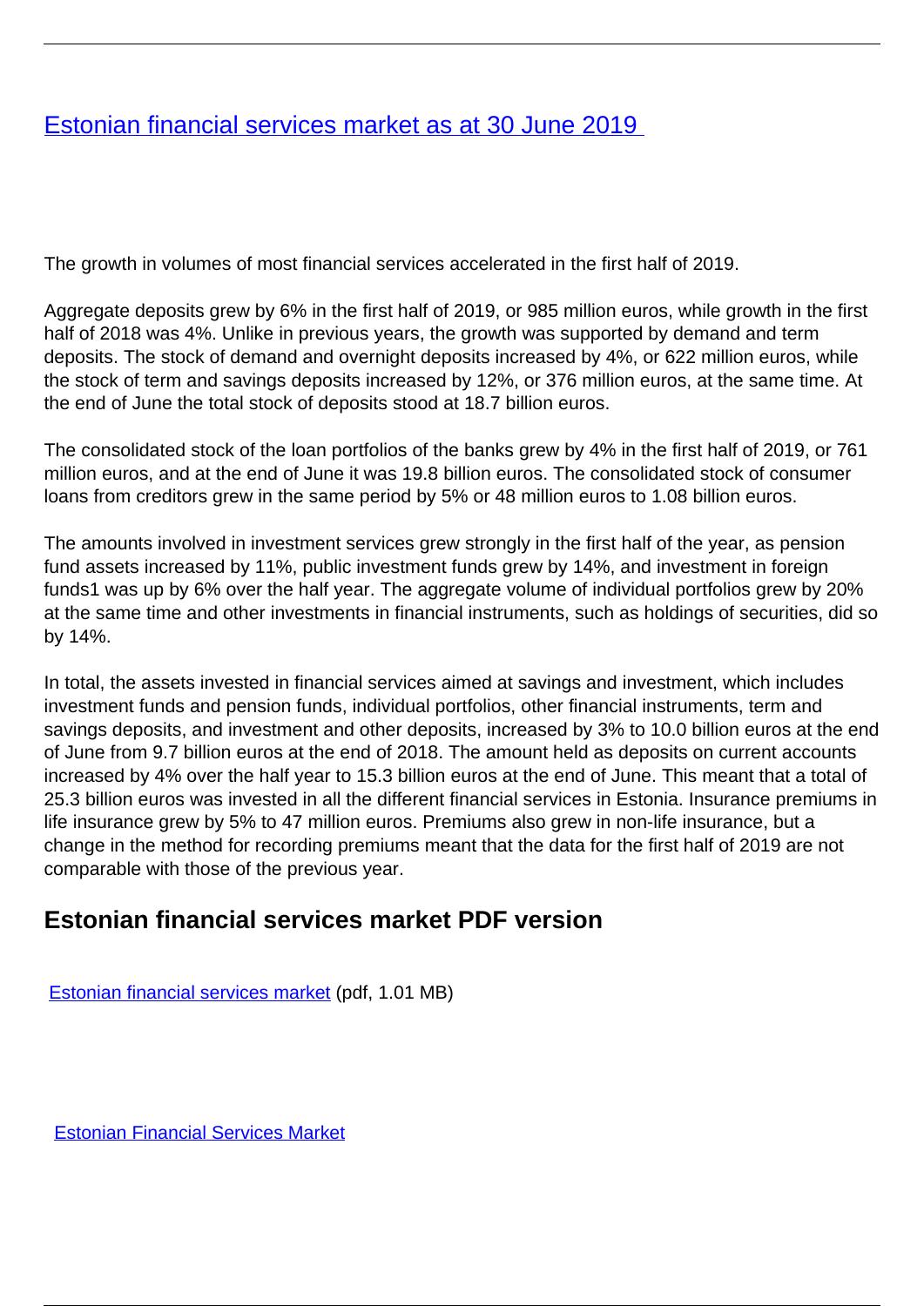# Estonian financial services market as at 30 June 2019

The growth in volumes of most financial services accelerated in the first half of 2019.

Aggregate deposits grew by 6% in the first half of 2019, or 985 million euros, while growth in the first half of 2018 was 4%. Unlike in previous years, the growth was supported by demand and term deposits. The stock of demand and overnight deposits increased by 4%, or 622 million euros, while the stock of term and savings deposits increased by 12%, or 376 million euros, at the same time. At the end of June the total stock of deposits stood at 18.7 billion euros.

The consolidated stock of the loan portfolios of the banks grew by 4% in the first half of 2019, or 761 million euros, and at the end of June it was 19.8 billion euros. The consolidated stock of consumer loans from creditors grew in the same period by 5% or 48 million euros to 1.08 billion euros.

The amounts involved in investment services grew strongly in the first half of the year, as pension fund assets increased by 11%, public investment funds grew by 14%, and investment in foreign funds1 was up by 6% over the half year. The aggregate volume of individual portfolios grew by 20% at the same time and other investments in financial instruments, such as holdings of securities, did so by 14%.

In total, the assets invested in financial services aimed at savings and investment, which includes investment funds and pension funds, individual portfolios, other financial instruments, term and savings deposits, and investment and other deposits, increased by 3% to 10.0 billion euros at the end of June from 9.7 billion euros at the end of 2018. The amount held as deposits on current accounts increased by 4% over the half year to 15.3 billion euros at the end of June. This meant that a total of 25.3 billion euros was invested in all the different financial services in Estonia. Insurance premiums in life insurance grew by 5% to 47 million euros. Premiums also grew in non-life insurance, but a change in the method for recording premiums meant that the data for the first half of 2019 are not comparable with those of the previous year.

## Estonian financial services market PDF version

Estonian financial services market (pdf, 1.01 MB)

Estonian Financial Services Market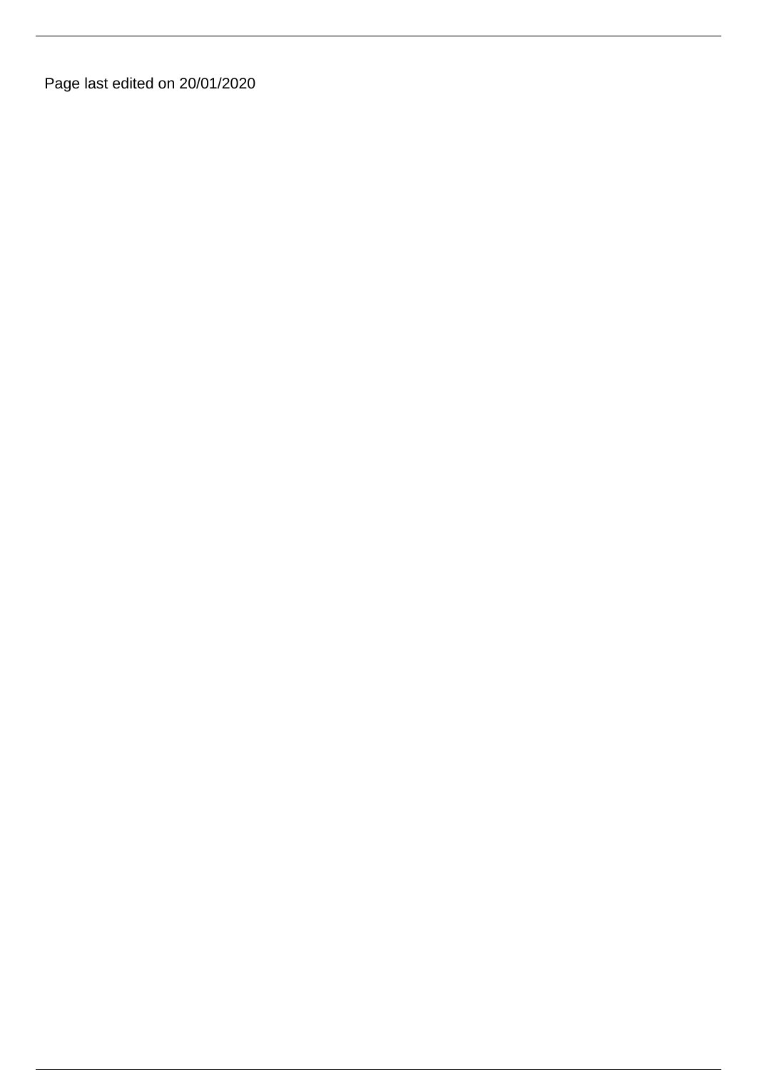Page last edited on 20/01/2020